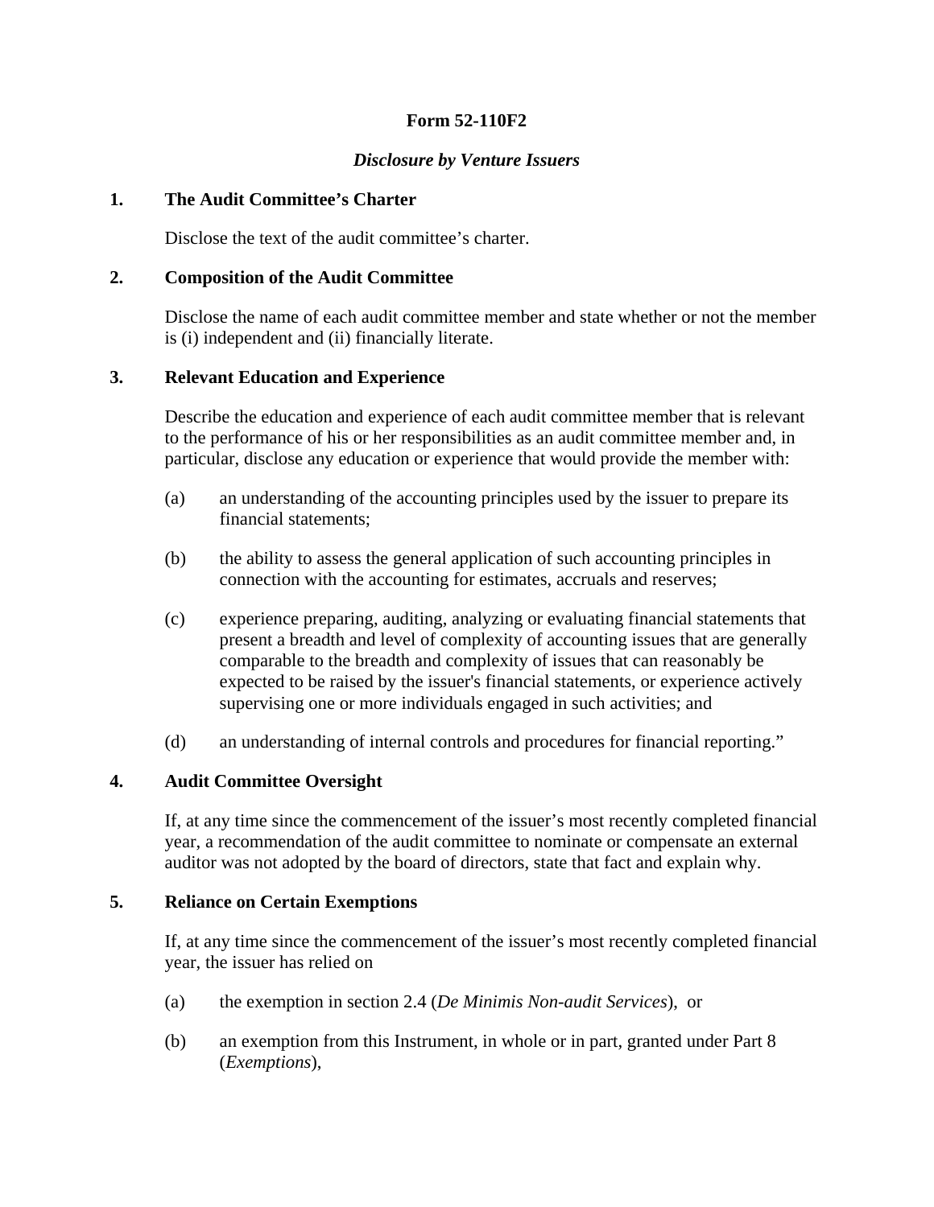# Form 52-110F2

## *Disclosure by Venture Issuers*

### 1. The Audit Committee's Charter

Disclose the text of the audit committee's charter.

### 2. Composition of the Audit Committee

Disclose the name of each audit committee member and state whether or not the member is (i) independent and (ii) financially literate.

### 3. Relevant Education and Experience

Describe the education and experience of each audit committee member that is relevant to the performance of his or her responsibilities as an audit committee member and, in particular, disclose any education or experience that would provide the member with:

(a) an understanding of the accounting principles used by the issuer to prepare its financial statements;

(b) the ability to assess the general application of such accounting principles in connection with the accounting for estimates, accruals and reserves;

(c) experience preparing, auditing, analyzing or evaluating financial statements that present a breadth and level of complexity of accounting issues that are generally comparable to the breadth and complexity of issues that can reasonably be expected to be raised by the issuer's financial statements, or experience actively supervising one or more individuals engaged in such activities; and

(d) an understanding of internal controls and procedures for financial reporting."

### 4. Audit Committee Oversight

If, at any time since the commencement of the issuer's most recently completed financial year, a recommendation of the audit committee to nominate or compensate an external auditor was not adopted by the board of directors, state that fact and explain why.

### 5. Reliance on Certain Exemptions

If, at any time since the commencement of the issuer's most recently completed financial year, the issuer has relied on

(a) the exemption in section 2.4 (*De Minimis Non-audit Services*), or

(b) an exemption from this Instrument, in whole or in part, granted under Part 8 (*Exemptions*),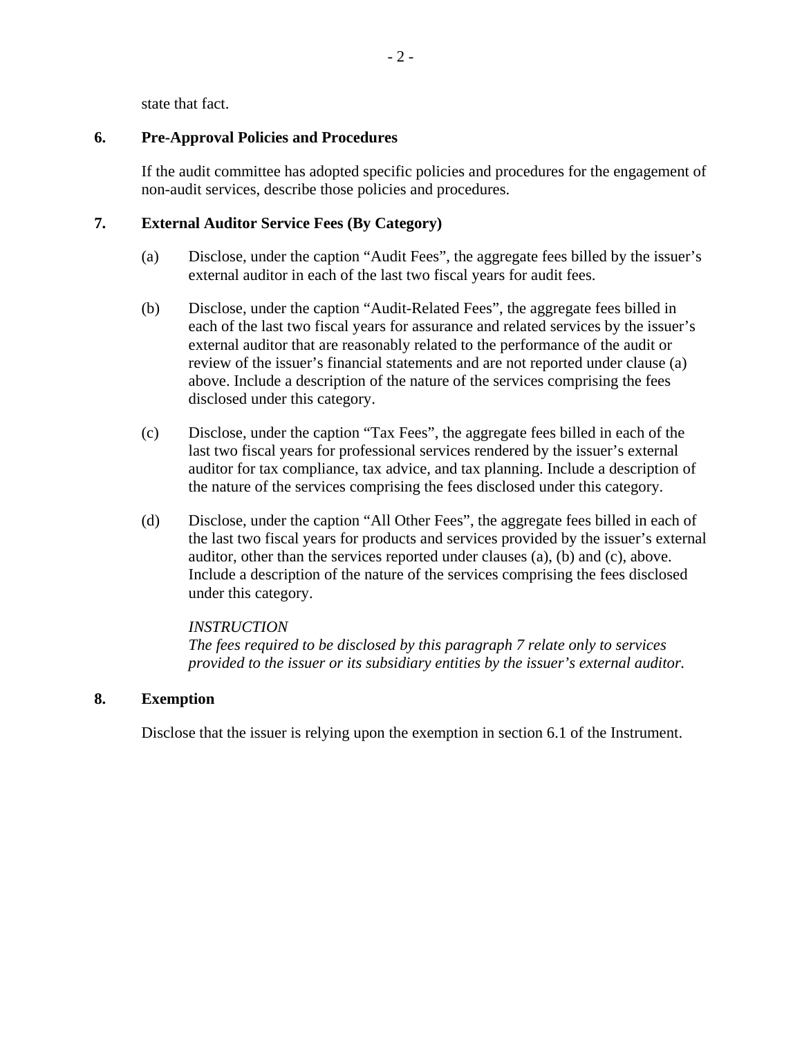state that fact.

**6. Pre-Approval Policies and Procedures**

If the audit committee has adopted specific policies and procedures for the engagement of non-audit services, describe those policies and procedures.

**7. External Auditor Service Fees (By Category)**

(a) Disclose, under the caption "Audit Fees", the aggregate fees billed by the issuer's external auditor in each of the last two fiscal years for audit fees.

(b) Disclose, under the caption "Audit-Related Fees", the aggregate fees billed in each of the last two fiscal years for assurance and related services by the issuer's external auditor that are reasonably related to the performance of the audit or review of the issuer's financial statements and are not reported under clause (a) above. Include a description of the nature of the services comprising the fees disclosed under this category.

(c) Disclose, under the caption "Tax Fees", the aggregate fees billed in each of the last two fiscal years for professional services rendered by the issuer's external auditor for tax compliance, tax advice, and tax planning. Include a description of the nature of the services comprising the fees disclosed under this category.

(d) Disclose, under the caption "All Other Fees", the aggregate fees billed in each of the last two fiscal years for products and services provided by the issuer's external auditor, other than the services reported under clauses (a), (b) and (c), above. Include a description of the nature of the services comprising the fees disclosed under this category.

*INSTRUCTION*
*The fees required to be disclosed by this paragraph 7 relate only to services provided to the issuer or its subsidiary entities by the issuer's external auditor.*

**8. Exemption**

Disclose that the issuer is relying upon the exemption in section 6.1 of the Instrument.